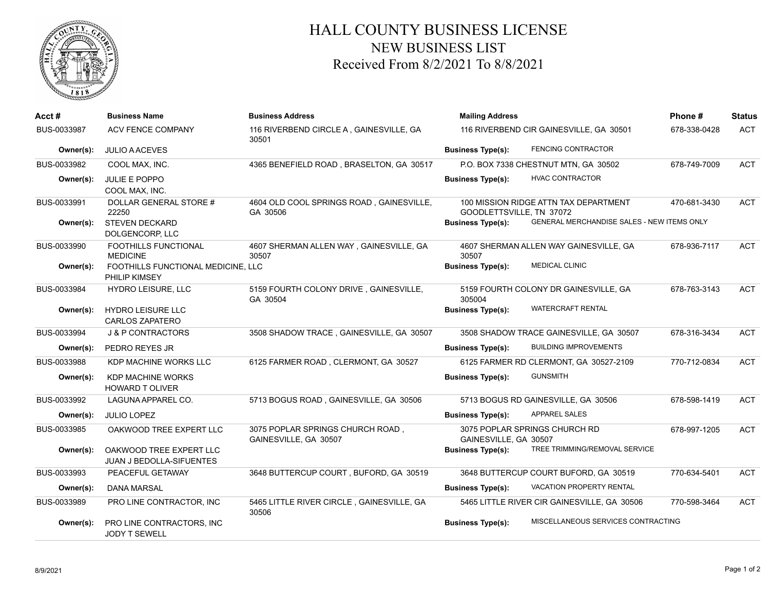# HALL COUNTY BUSINESS LICENSE
## NEW BUSINESS LIST
### Received From 8/2/2021 To 8/8/2021

| Acct # | Business Name | Business Address | Mailing Address | Phone # | Status |
|---|---|---|---|---|---|
| BUS-0033987 | ACV FENCE COMPANY | 116 RIVERBEND CIRCLE A , GAINESVILLE, GA 30501 | 116 RIVERBEND CIR GAINESVILLE, GA 30501 | 678-338-0428 | ACT |
| **Owner(s):** | JULIO A ACEVES | | **Business Type(s):** FENCING CONTRACTOR | | |
| BUS-0033982 | COOL MAX, INC. | 4365 BENEFIELD ROAD , BRASELTON, GA 30517 | P.O. BOX 7338 CHESTNUT MTN, GA 30502 | 678-749-7009 | ACT |
| **Owner(s):** | JULIE E POPPO<br>COOL MAX, INC. | | **Business Type(s):** HVAC CONTRACTOR | | |
| BUS-0033991 | DOLLAR GENERAL STORE # 22250 | 4604 OLD COOL SPRINGS ROAD , GAINESVILLE, GA 30506 | 100 MISSION RIDGE ATTN TAX DEPARTMENT GOODLETTSVILLE, TN 37072 | 470-681-3430 | ACT |
| **Owner(s):** | STEVEN DECKARD<br>DOLGENCORP, LLC | | **Business Type(s):** GENERAL MERCHANDISE SALES - NEW ITEMS ONLY | | |
| BUS-0033990 | FOOTHILLS FUNCTIONAL MEDICINE | 4607 SHERMAN ALLEN WAY , GAINESVILLE, GA 30507 | 4607 SHERMAN ALLEN WAY GAINESVILLE, GA 30507 | 678-936-7117 | ACT |
| **Owner(s):** | FOOTHILLS FUNCTIONAL MEDICINE, LLC<br>PHILIP KIMSEY | | **Business Type(s):** MEDICAL CLINIC | | |
| BUS-0033984 | HYDRO LEISURE, LLC | 5159 FOURTH COLONY DRIVE , GAINESVILLE, GA 30504 | 5159 FOURTH COLONY DR GAINESVILLE, GA 305004 | 678-763-3143 | ACT |
| **Owner(s):** | HYDRO LEISURE LLC<br>CARLOS ZAPATERO | | **Business Type(s):** WATERCRAFT RENTAL | | |
| BUS-0033994 | J & P CONTRACTORS | 3508 SHADOW TRACE , GAINESVILLE, GA 30507 | 3508 SHADOW TRACE GAINESVILLE, GA 30507 | 678-316-3434 | ACT |
| **Owner(s):** | PEDRO REYES JR | | **Business Type(s):** BUILDING IMPROVEMENTS | | |
| BUS-0033988 | KDP MACHINE WORKS LLC | 6125 FARMER ROAD , CLERMONT, GA 30527 | 6125 FARMER RD CLERMONT, GA 30527-2109 | 770-712-0834 | ACT |
| **Owner(s):** | KDP MACHINE WORKS<br>HOWARD T OLIVER | | **Business Type(s):** GUNSMITH | | |
| BUS-0033992 | LAGUNA APPAREL CO. | 5713 BOGUS ROAD , GAINESVILLE, GA 30506 | 5713 BOGUS RD GAINESVILLE, GA 30506 | 678-598-1419 | ACT |
| **Owner(s):** | JULIO LOPEZ | | **Business Type(s):** APPAREL SALES | | |
| BUS-0033985 | OAKWOOD TREE EXPERT LLC | 3075 POPLAR SPRINGS CHURCH ROAD , GAINESVILLE, GA 30507 | 3075 POPLAR SPRINGS CHURCH RD GAINESVILLE, GA 30507 | 678-997-1205 | ACT |
| **Owner(s):** | OAKWOOD TREE EXPERT LLC<br>JUAN J BEDOLLA-SIFUENTES | | **Business Type(s):** TREE TRIMMING/REMOVAL SERVICE | | |
| BUS-0033993 | PEACEFUL GETAWAY | 3648 BUTTERCUP COURT , BUFORD, GA 30519 | 3648 BUTTERCUP COURT BUFORD, GA 30519 | 770-634-5401 | ACT |
| **Owner(s):** | DANA MARSAL | | **Business Type(s):** VACATION PROPERTY RENTAL | | |
| BUS-0033989 | PRO LINE CONTRACTOR, INC | 5465 LITTLE RIVER CIRCLE , GAINESVILLE, GA 30506 | 5465 LITTLE RIVER CIR GAINESVILLE, GA 30506 | 770-598-3464 | ACT |
| **Owner(s):** | PRO LINE CONTRACTORS, INC<br>JODY T SEWELL | | **Business Type(s):** MISCELLANEOUS SERVICES CONTRACTING | | |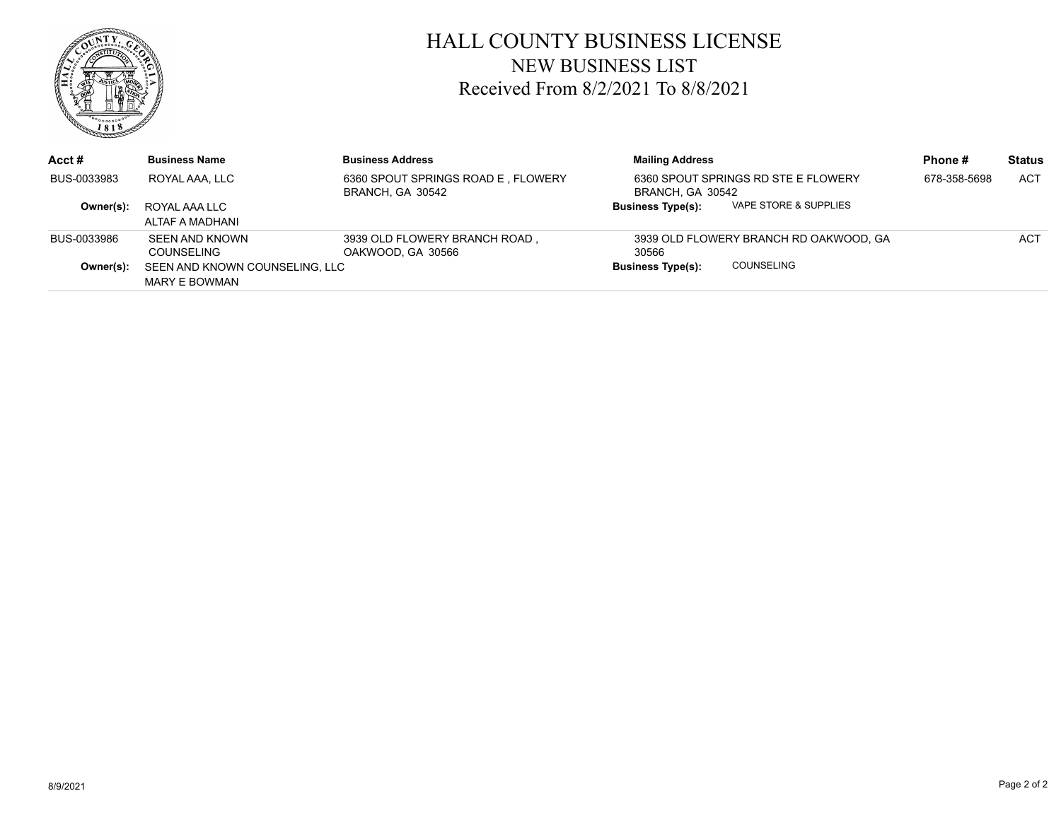# HALL COUNTY BUSINESS LICENSE
## NEW BUSINESS LIST
## Received From 8/2/2021 To 8/8/2021

| Acct # | Business Name | Business Address | Mailing Address | | Phone # | Status |
|---|---|---|---|---|---|---|
| BUS-0033983 | ROYAL AAA, LLC | 6360 SPOUT SPRINGS ROAD E , FLOWERY BRANCH, GA 30542 | 6360 SPOUT SPRINGS RD STE E FLOWERY BRANCH, GA 30542 | | 678-358-5698 | ACT |
| **Owner(s):** | ROYAL AAA LLC<br>ALTAF A MADHANI | | **Business Type(s):** | VAPE STORE & SUPPLIES | | |
| BUS-0033986 | SEEN AND KNOWN COUNSELING | 3939 OLD FLOWERY BRANCH ROAD , OAKWOOD, GA 30566 | 3939 OLD FLOWERY BRANCH RD OAKWOOD, GA 30566 | | | ACT |
| **Owner(s):** | SEEN AND KNOWN COUNSELING, LLC<br>MARY E BOWMAN | | **Business Type(s):** | COUNSELING | | |

8/9/2021